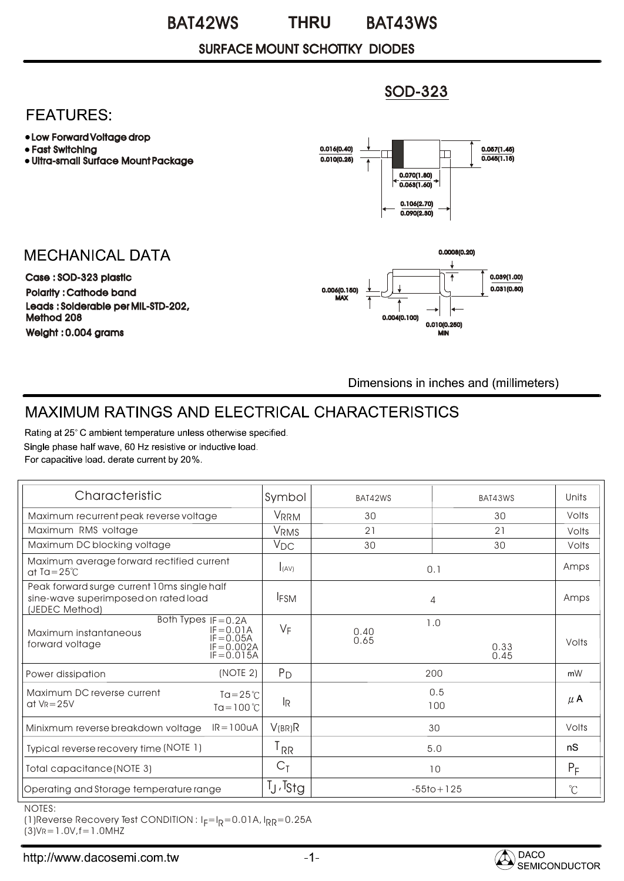# BAT42WS THRU BAT43WS

## SURFACE MOUNT SCHOTTKY DIODES

SOD-323

## FEATURES:

- Low Forward Voltage drop
- Fast Switching
- Ultra-small Surface Mount Package

0.016(0.40)
0.010(0.25)

0.057(1.45)
0.045(1.15)

0.070(1.80)
0.063(1.60)

0.106(2.70)
0.090(2.30)

## MECHANICAL DATA

**Case : SOD-323 plastic**

**Polarity : Cathode band**

**Leads : Solderable per MIL-STD-202, Method 208**

**Weight : 0.004 grams**

0.0008(0.20)

0.039(1.00)
0.031(0.80)

0.006(0.150) MAX

0.004(0.100)

0.010(0.250) MIN

Dimensions in inches and (millimeters)

## MAXIMUM RATINGS AND ELECTRICAL CHARACTERISTICS

Rating at 25° C ambient temperature unless otherwise specified.
Single phase half wave, 60 Hz resistive or inductive load.
For capacitive load. derate current by 20%.

| Characteristic | | Symbol | BAT42WS | BAT43WS | Units |
|---|---|---|---|---|---|
| Maximum recurrent peak reverse voltage | | $V_{RRM}$ | 30 | 30 | Volts |
| Maximum RMS voltage | | $V_{RMS}$ | 21 | 21 | Volts |
| Maximum DC blocking voltage | | $V_{DC}$ | 30 | 30 | Volts |
| Maximum average forward rectified current at Ta=25℃ | | $I_{(AV)}$ | 0.1 | | Amps |
| Peak forward surge current 10ms single half sine-wave superimposed on rated load (JEDEC Method) | | $I_{FSM}$ | 4 | | Amps |
| Maximum instantaneous forward voltage | Both Types IF=0.2A | $V_F$ | 1.0 | | Volts |
| | IF=0.01A | | 0.40 | | |
| | IF=0.05A | | 0.65 | | |
| | IF=0.002A | | | 0.33 | |
| | IF=0.015A | | | 0.45 | |
| Power dissipation | (NOTE 2) | $P_D$ | 200 | | mW |
| Maximum DC reverse current at VR=25V | Ta=25℃ | $I_R$ | 0.5 | | μA |
| | Ta=100℃ | | 100 | | |
| Minixmum reverse breakdown voltage | IR=100uA | $V_{(BR)R}$ | 30 | | Volts |
| Typical reverse recovery time (NOTE 1) | | $T_{RR}$ | 5.0 | | nS |
| Total capacitance (NOTE 3) | | $C_T$ | 10 | | $P_F$ |
| Operating and Storage temperature range | | $T_J, T_{Stg}$ | -55to+125 | | ℃ |

NOTES:

(1)Reverse Recovery Test CONDITION : $I_F=I_R=0.01A$, $I_{RR}=0.25A$

(3)VR=1.0V,f=1.0MHZ

http://www.dacosemi.com.tw

DACO SEMICONDUCTOR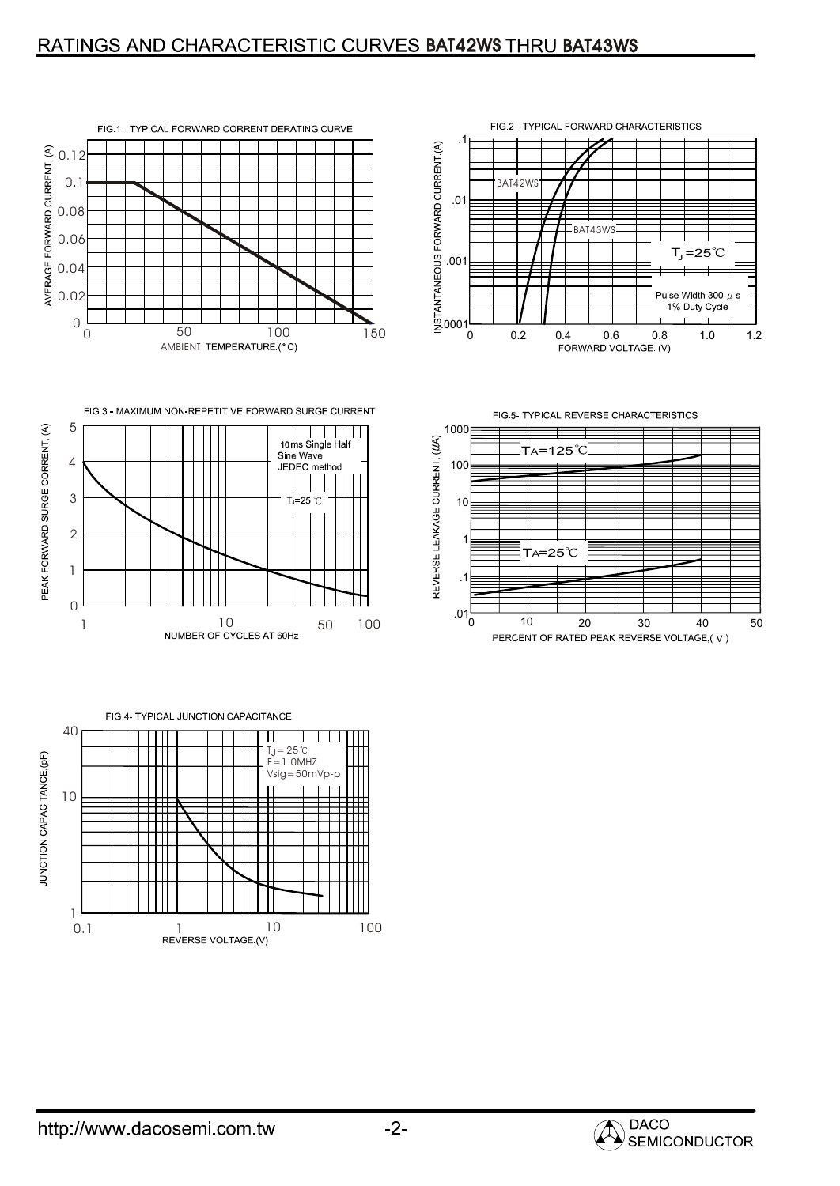# RATINGS AND CHARACTERISTIC CURVES BAT42WS THRU BAT43WS

FIG.1 - TYPICAL FORWARD CORRENT DERATING CURVE

AVERAGE FORWARD CURRENT, (A)

0.12
0.1
0.08
0.06
0.04
0.02
0

0
50
100
150

AMBIENT TEMPERATURE.(°C)

FIG.2 - TYPICAL FORWARD CHARACTERISTICS

INSTANTANEOUS FORWARD CURRENT,(A)

.1
.01
.001
.0001

0
0.2
0.4
0.6
0.8
1.0
1.2

FORWARD VOLTAGE. (V)

BAT42WS

BAT43WS

$T_J$=25℃

Pulse Width 300 μs
1% Duty Cycle

FIG.3 - MAXIMUM NON-REPETITIVE FORWARD SURGE CURRENT

PEAK FORWARD SURGE CORRENT, (A)

5
4
3
2
1
0

1
10
50
100

NUMBER OF CYCLES AT 60Hz

10ms Single Half
Sine Wave
JEDEC method

$T_J$=25 ℃

FIG.5- TYPICAL REVERSE CHARACTERISTICS

REVERSE LEAKAGE CURRENT, (μA)

1000
100
10
1
.1
.01

0
10
20
30
40
50

PERCENT OF RATED PEAK REVERSE VOLTAGE,( V )

TA=125℃

TA=25℃

FIG.4- TYPICAL JUNCTION CAPACITANCE

JUNCTION CAPACITANCE,(pF)

40
10
1

0.1
1
10
100

REVERSE VOLTAGE.(V)

$T_J$= 25℃
F=1.0MHZ
Vsig=50mVp-p